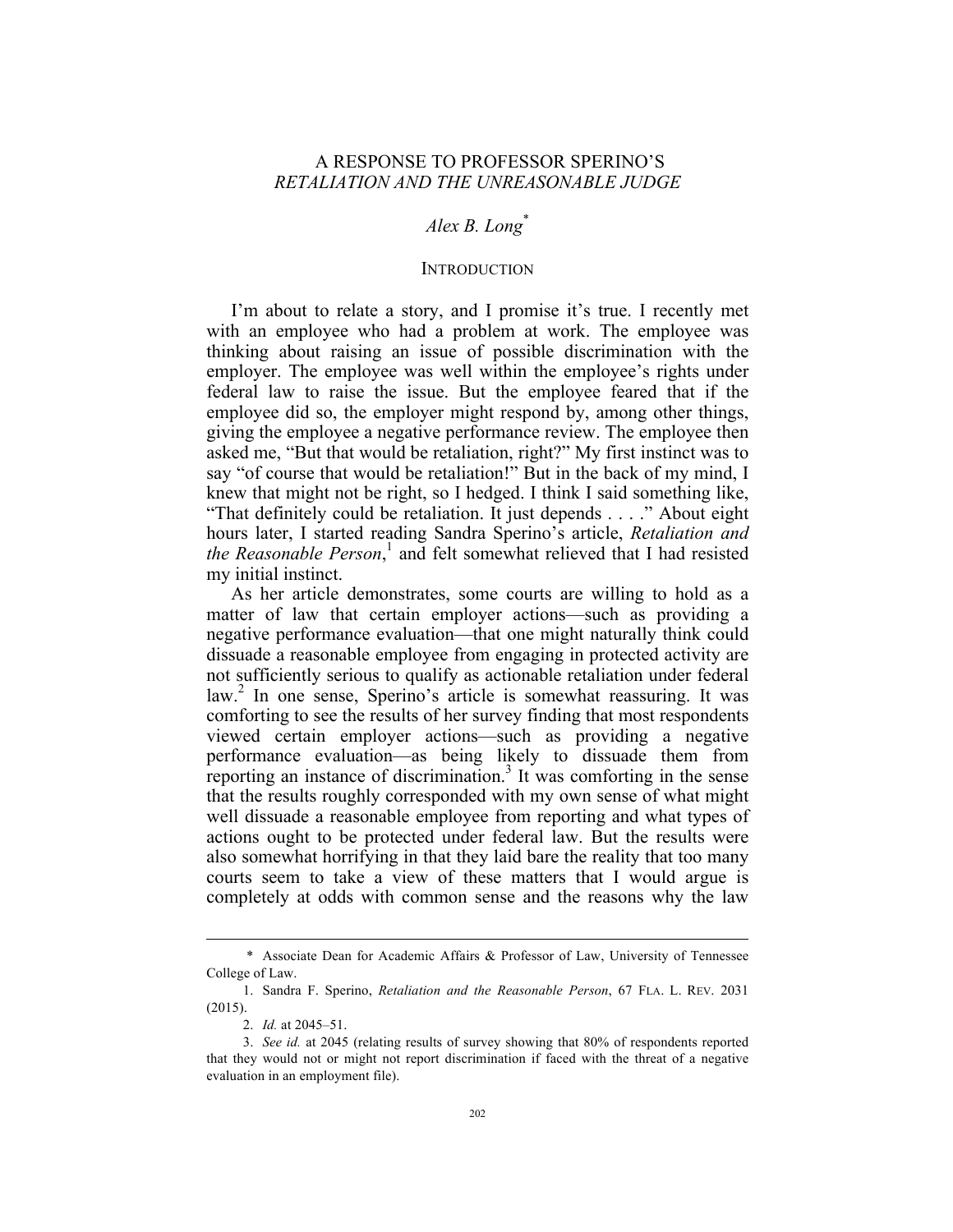# A RESPONSE TO PROFESSOR SPERINO'S *RETALIATION AND THE UNREASONABLE JUDGE*

*Alex B. Long*[*]

## INTRODUCTION

I'm about to relate a story, and I promise it's true. I recently met with an employee who had a problem at work. The employee was thinking about raising an issue of possible discrimination with the employer. The employee was well within the employee's rights under federal law to raise the issue. But the employee feared that if the employee did so, the employer might respond by, among other things, giving the employee a negative performance review. The employee then asked me, "But that would be retaliation, right?" My first instinct was to say "of course that would be retaliation!" But in the back of my mind, I knew that might not be right, so I hedged. I think I said something like, "That definitely could be retaliation. It just depends . . . ." About eight hours later, I started reading Sandra Sperino's article, *Retaliation and the Reasonable Person*,[1] and felt somewhat relieved that I had resisted my initial instinct.

As her article demonstrates, some courts are willing to hold as a matter of law that certain employer actions—such as providing a negative performance evaluation—that one might naturally think could dissuade a reasonable employee from engaging in protected activity are not sufficiently serious to qualify as actionable retaliation under federal law.[2] In one sense, Sperino's article is somewhat reassuring. It was comforting to see the results of her survey finding that most respondents viewed certain employer actions—such as providing a negative performance evaluation—as being likely to dissuade them from reporting an instance of discrimination.[3] It was comforting in the sense that the results roughly corresponded with my own sense of what might well dissuade a reasonable employee from reporting and what types of actions ought to be protected under federal law. But the results were also somewhat horrifying in that they laid bare the reality that too many courts seem to take a view of these matters that I would argue is completely at odds with common sense and the reasons why the law

---

\* Associate Dean for Academic Affairs & Professor of Law, University of Tennessee College of Law.

1. Sandra F. Sperino, *Retaliation and the Reasonable Person*, 67 FLA. L. REV. 2031 (2015).

2. *Id.* at 2045–51.

3. *See id.* at 2045 (relating results of survey showing that 80% of respondents reported that they would not or might not report discrimination if faced with the threat of a negative evaluation in an employment file).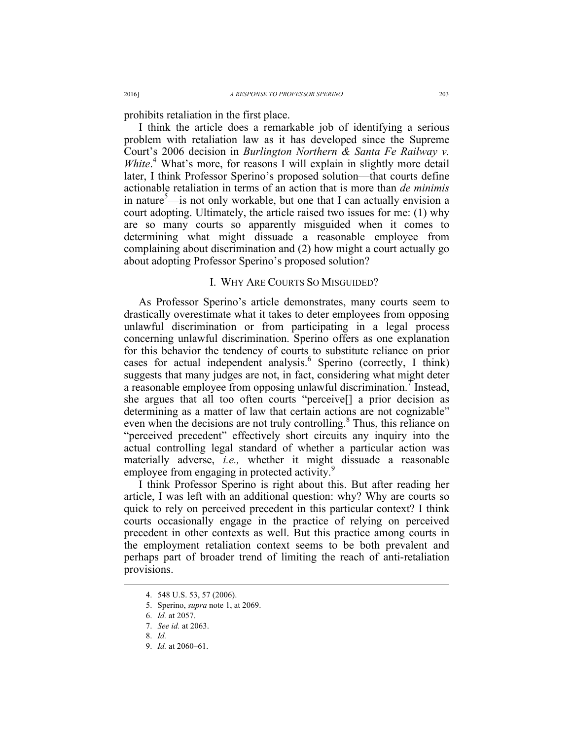prohibits retaliation in the first place.

I think the article does a remarkable job of identifying a serious problem with retaliation law as it has developed since the Supreme Court's 2006 decision in *Burlington Northern & Santa Fe Railway v. White*.[4] What's more, for reasons I will explain in slightly more detail later, I think Professor Sperino's proposed solution—that courts define actionable retaliation in terms of an action that is more than *de minimis* in nature[5]—is not only workable, but one that I can actually envision a court adopting. Ultimately, the article raised two issues for me: (1) why are so many courts so apparently misguided when it comes to determining what might dissuade a reasonable employee from complaining about discrimination and (2) how might a court actually go about adopting Professor Sperino's proposed solution?

## I. WHY ARE COURTS SO MISGUIDED?

As Professor Sperino's article demonstrates, many courts seem to drastically overestimate what it takes to deter employees from opposing unlawful discrimination or from participating in a legal process concerning unlawful discrimination. Sperino offers as one explanation for this behavior the tendency of courts to substitute reliance on prior cases for actual independent analysis.[6] Sperino (correctly, I think) suggests that many judges are not, in fact, considering what might deter a reasonable employee from opposing unlawful discrimination.[7] Instead, she argues that all too often courts "perceive[] a prior decision as determining as a matter of law that certain actions are not cognizable" even when the decisions are not truly controlling.[8] Thus, this reliance on "perceived precedent" effectively short circuits any inquiry into the actual controlling legal standard of whether a particular action was materially adverse, *i.e.,* whether it might dissuade a reasonable employee from engaging in protected activity.[9]

I think Professor Sperino is right about this. But after reading her article, I was left with an additional question: why? Why are courts so quick to rely on perceived precedent in this particular context? I think courts occasionally engage in the practice of relying on perceived precedent in other contexts as well. But this practice among courts in the employment retaliation context seems to be both prevalent and perhaps part of broader trend of limiting the reach of anti-retaliation provisions.

---

4. 548 U.S. 53, 57 (2006).
5. Sperino, *supra* note 1, at 2069.
6. *Id.* at 2057.
7. *See id.* at 2063.
8. *Id.*
9. *Id.* at 2060–61.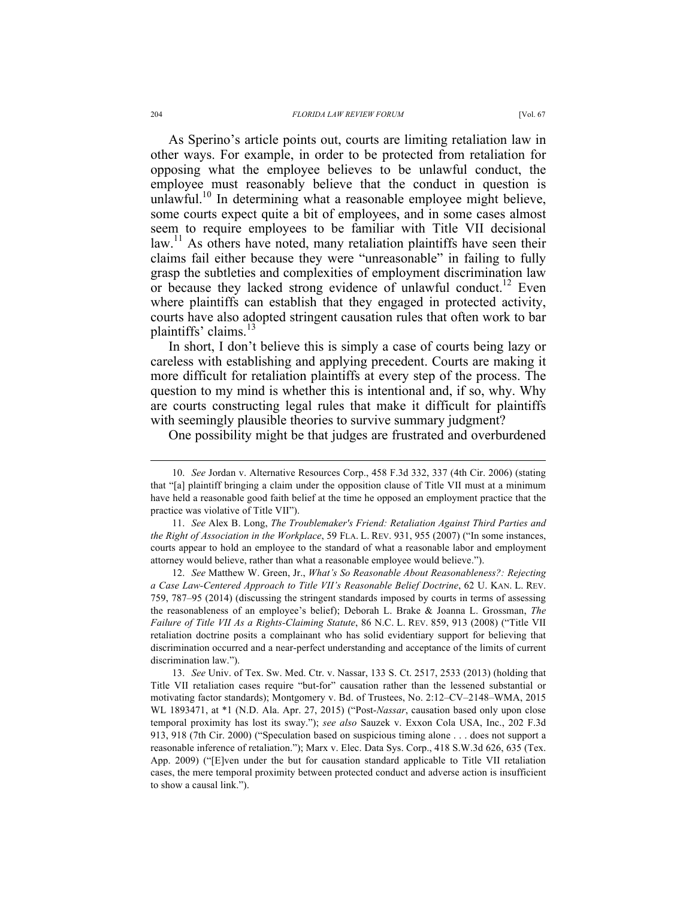As Sperino's article points out, courts are limiting retaliation law in other ways. For example, in order to be protected from retaliation for opposing what the employee believes to be unlawful conduct, the employee must reasonably believe that the conduct in question is unlawful.[10] In determining what a reasonable employee might believe, some courts expect quite a bit of employees, and in some cases almost seem to require employees to be familiar with Title VII decisional law.[11] As others have noted, many retaliation plaintiffs have seen their claims fail either because they were "unreasonable" in failing to fully grasp the subtleties and complexities of employment discrimination law or because they lacked strong evidence of unlawful conduct.[12] Even where plaintiffs can establish that they engaged in protected activity, courts have also adopted stringent causation rules that often work to bar plaintiffs' claims.[13]

In short, I don't believe this is simply a case of courts being lazy or careless with establishing and applying precedent. Courts are making it more difficult for retaliation plaintiffs at every step of the process. The question to my mind is whether this is intentional and, if so, why. Why are courts constructing legal rules that make it difficult for plaintiffs with seemingly plausible theories to survive summary judgment?

One possibility might be that judges are frustrated and overburdened

---

10. *See* Jordan v. Alternative Resources Corp., 458 F.3d 332, 337 (4th Cir. 2006) (stating that "[a] plaintiff bringing a claim under the opposition clause of Title VII must at a minimum have held a reasonable good faith belief at the time he opposed an employment practice that the practice was violative of Title VII").

11. *See* Alex B. Long, *The Troublemaker's Friend: Retaliation Against Third Parties and the Right of Association in the Workplace*, 59 FLA. L. REV. 931, 955 (2007) ("In some instances, courts appear to hold an employee to the standard of what a reasonable labor and employment attorney would believe, rather than what a reasonable employee would believe.").

12. *See* Matthew W. Green, Jr., *What's So Reasonable About Reasonableness?: Rejecting a Case Law-Centered Approach to Title VII's Reasonable Belief Doctrine*, 62 U. KAN. L. REV. 759, 787–95 (2014) (discussing the stringent standards imposed by courts in terms of assessing the reasonableness of an employee's belief); Deborah L. Brake & Joanna L. Grossman, *The Failure of Title VII As a Rights-Claiming Statute*, 86 N.C. L. REV. 859, 913 (2008) ("Title VII retaliation doctrine posits a complainant who has solid evidentiary support for believing that discrimination occurred and a near-perfect understanding and acceptance of the limits of current discrimination law.").

13. *See* Univ. of Tex. Sw. Med. Ctr. v. Nassar, 133 S. Ct. 2517, 2533 (2013) (holding that Title VII retaliation cases require "but-for" causation rather than the lessened substantial or motivating factor standards); Montgomery v. Bd. of Trustees, No. 2:12–CV–2148–WMA, 2015 WL 1893471, at *1 (N.D. Ala. Apr. 27, 2015) ("Post-*Nassar*, causation based only upon close temporal proximity has lost its sway."); *see also* Sauzek v. Exxon Cola USA, Inc., 202 F.3d 913, 918 (7th Cir. 2000) ("Speculation based on suspicious timing alone . . . does not support a reasonable inference of retaliation."); Marx v. Elec. Data Sys. Corp., 418 S.W.3d 626, 635 (Tex. App. 2009) ("[E]ven under the but for causation standard applicable to Title VII retaliation cases, the mere temporal proximity between protected conduct and adverse action is insufficient to show a causal link.").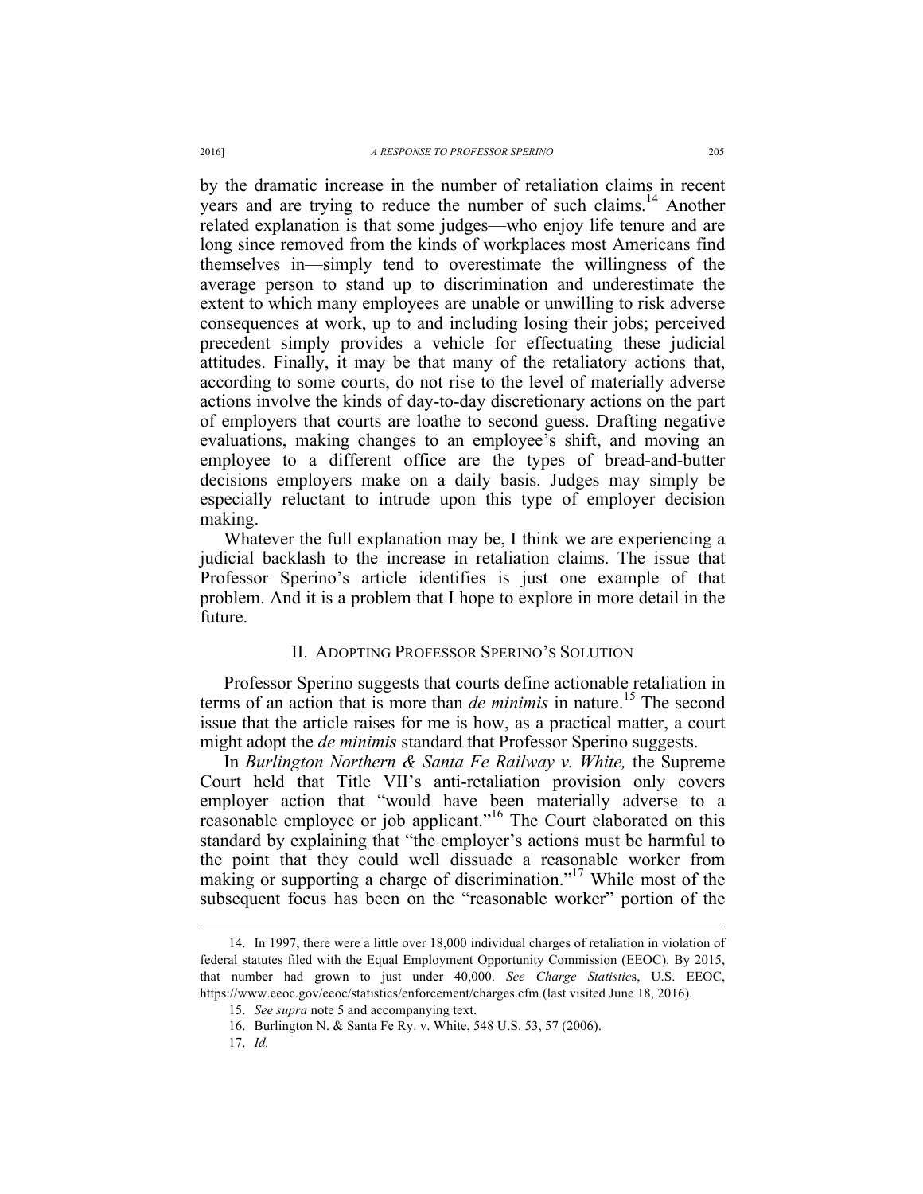by the dramatic increase in the number of retaliation claims in recent years and are trying to reduce the number of such claims.[14] Another related explanation is that some judges—who enjoy life tenure and are long since removed from the kinds of workplaces most Americans find themselves in—simply tend to overestimate the willingness of the average person to stand up to discrimination and underestimate the extent to which many employees are unable or unwilling to risk adverse consequences at work, up to and including losing their jobs; perceived precedent simply provides a vehicle for effectuating these judicial attitudes. Finally, it may be that many of the retaliatory actions that, according to some courts, do not rise to the level of materially adverse actions involve the kinds of day-to-day discretionary actions on the part of employers that courts are loathe to second guess. Drafting negative evaluations, making changes to an employee's shift, and moving an employee to a different office are the types of bread-and-butter decisions employers make on a daily basis. Judges may simply be especially reluctant to intrude upon this type of employer decision making.

Whatever the full explanation may be, I think we are experiencing a judicial backlash to the increase in retaliation claims. The issue that Professor Sperino's article identifies is just one example of that problem. And it is a problem that I hope to explore in more detail in the future.

## II. ADOPTING PROFESSOR SPERINO'S SOLUTION

Professor Sperino suggests that courts define actionable retaliation in terms of an action that is more than *de minimis* in nature.[15] The second issue that the article raises for me is how, as a practical matter, a court might adopt the *de minimis* standard that Professor Sperino suggests.

In *Burlington Northern & Santa Fe Railway v. White,* the Supreme Court held that Title VII's anti-retaliation provision only covers employer action that "would have been materially adverse to a reasonable employee or job applicant."[16] The Court elaborated on this standard by explaining that "the employer's actions must be harmful to the point that they could well dissuade a reasonable worker from making or supporting a charge of discrimination."[17] While most of the subsequent focus has been on the "reasonable worker" portion of the

---

14. In 1997, there were a little over 18,000 individual charges of retaliation in violation of federal statutes filed with the Equal Employment Opportunity Commission (EEOC). By 2015, that number had grown to just under 40,000. *See Charge Statistics*, U.S. EEOC, https://www.eeoc.gov/eeoc/statistics/enforcement/charges.cfm (last visited June 18, 2016).

15. *See supra* note 5 and accompanying text.

16. Burlington N. & Santa Fe Ry. v. White, 548 U.S. 53, 57 (2006).

17. *Id.*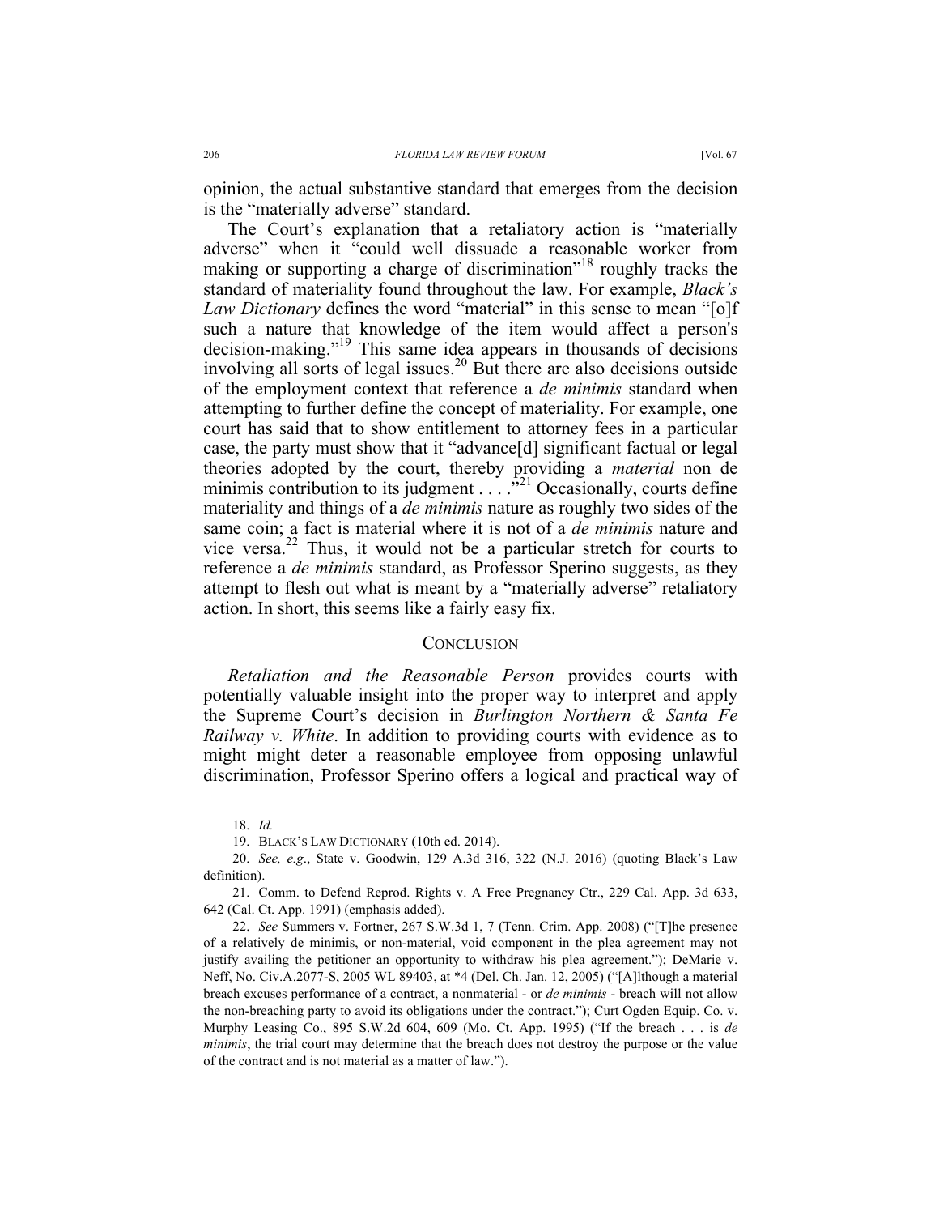opinion, the actual substantive standard that emerges from the decision is the "materially adverse" standard.

The Court's explanation that a retaliatory action is "materially adverse" when it "could well dissuade a reasonable worker from making or supporting a charge of discrimination"[18] roughly tracks the standard of materiality found throughout the law. For example, *Black's Law Dictionary* defines the word "material" in this sense to mean "[o]f such a nature that knowledge of the item would affect a person's decision-making."[19] This same idea appears in thousands of decisions involving all sorts of legal issues.[20] But there are also decisions outside of the employment context that reference a *de minimis* standard when attempting to further define the concept of materiality. For example, one court has said that to show entitlement to attorney fees in a particular case, the party must show that it "advance[d] significant factual or legal theories adopted by the court, thereby providing a *material* non de minimis contribution to its judgment . . . ."[21] Occasionally, courts define materiality and things of a *de minimis* nature as roughly two sides of the same coin; a fact is material where it is not of a *de minimis* nature and vice versa.[22] Thus, it would not be a particular stretch for courts to reference a *de minimis* standard, as Professor Sperino suggests, as they attempt to flesh out what is meant by a "materially adverse" retaliatory action. In short, this seems like a fairly easy fix.

## CONCLUSION

*Retaliation and the Reasonable Person* provides courts with potentially valuable insight into the proper way to interpret and apply the Supreme Court's decision in *Burlington Northern & Santa Fe Railway v. White*. In addition to providing courts with evidence as to might might deter a reasonable employee from opposing unlawful discrimination, Professor Sperino offers a logical and practical way of

---

18. *Id.*

19. BLACK'S LAW DICTIONARY (10th ed. 2014).

20. *See, e.g*., State v. Goodwin, 129 A.3d 316, 322 (N.J. 2016) (quoting Black's Law definition).

21. Comm. to Defend Reprod. Rights v. A Free Pregnancy Ctr., 229 Cal. App. 3d 633, 642 (Cal. Ct. App. 1991) (emphasis added).

22. *See* Summers v. Fortner, 267 S.W.3d 1, 7 (Tenn. Crim. App. 2008) ("[T]he presence of a relatively de minimis, or non-material, void component in the plea agreement may not justify availing the petitioner an opportunity to withdraw his plea agreement."); DeMarie v. Neff, No. Civ.A.2077-S, 2005 WL 89403, at *4 (Del. Ch. Jan. 12, 2005) ("[A]lthough a material breach excuses performance of a contract, a nonmaterial - or *de minimis* - breach will not allow the non-breaching party to avoid its obligations under the contract."); Curt Ogden Equip. Co. v. Murphy Leasing Co., 895 S.W.2d 604, 609 (Mo. Ct. App. 1995) ("If the breach . . . is *de minimis*, the trial court may determine that the breach does not destroy the purpose or the value of the contract and is not material as a matter of law.").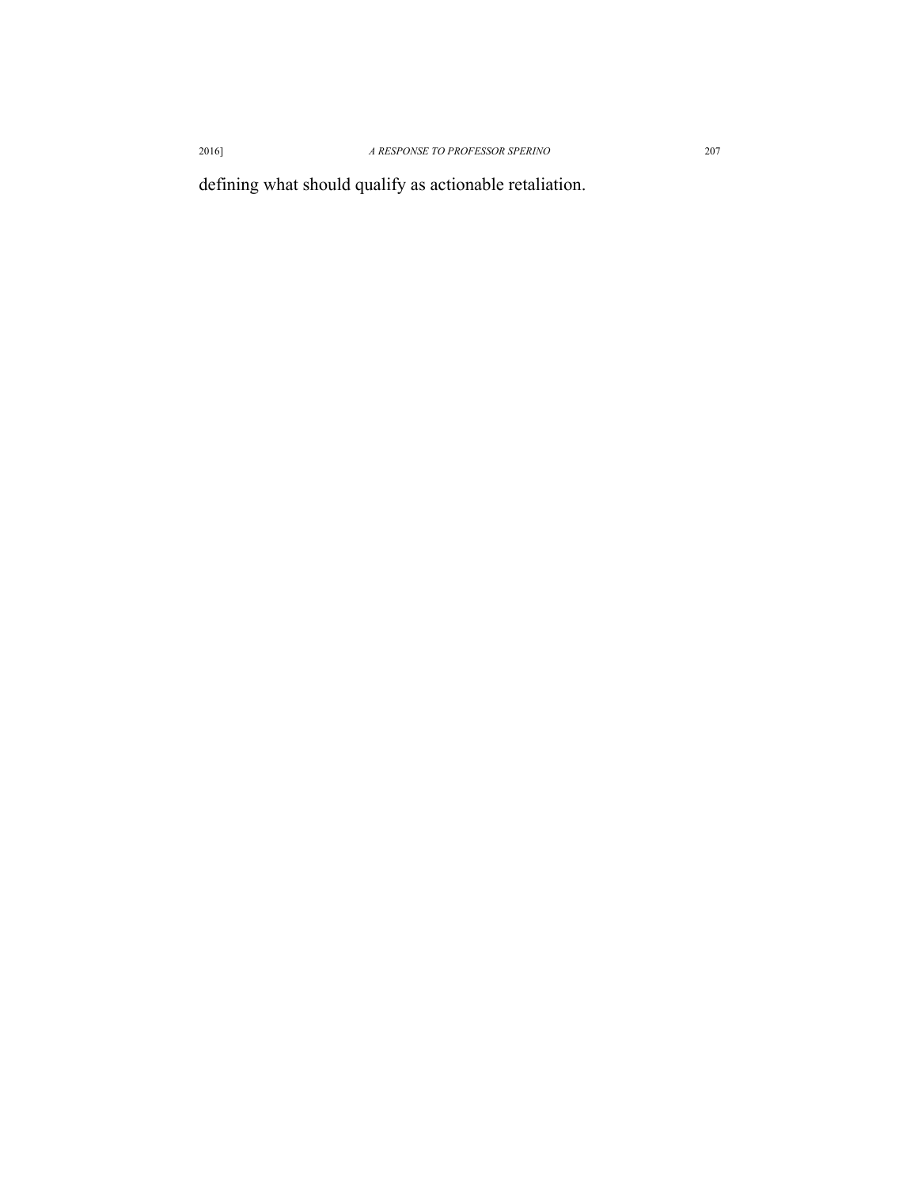defining what should qualify as actionable retaliation.